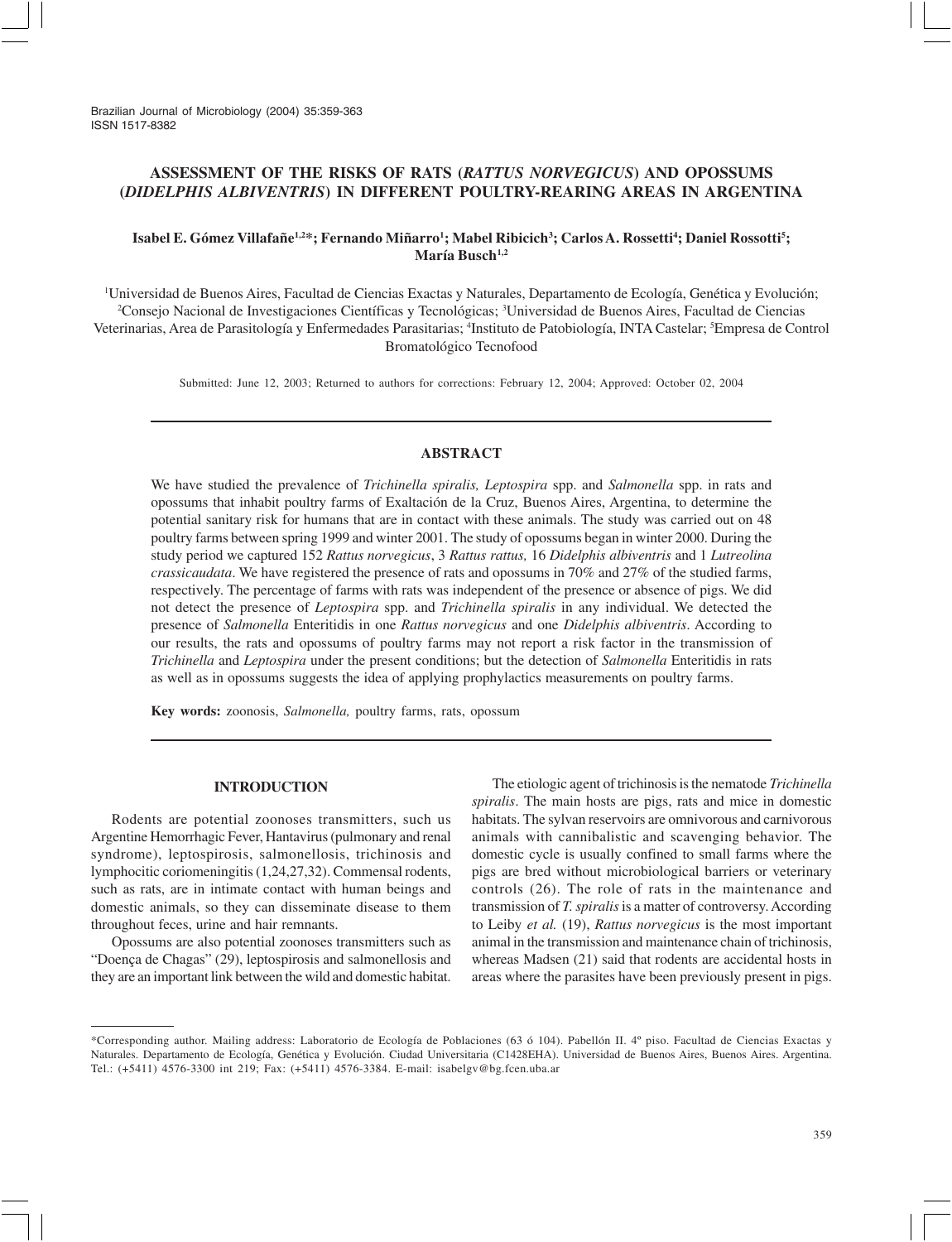# ASSESSMENT OF THE RISKS OF RATS (*RATTUS NORVEGICUS*) AND OPOSSUMS (*DIDELPHIS ALBIVENTRIS*) IN DIFFERENT POULTRY-REARING AREAS IN ARGENTINA

**Isabel E. Gómez Villafañe[1,2]*; Fernando Miñarro[1]; Mabel Ribicich[3]; Carlos A. Rossetti[4]; Daniel Rossotti[5]; María Busch[1,2]**

[1]Universidad de Buenos Aires, Facultad de Ciencias Exactas y Naturales, Departamento de Ecología, Genética y Evolución; [2]Consejo Nacional de Investigaciones Científicas y Tecnológicas; [3]Universidad de Buenos Aires, Facultad de Ciencias Veterinarias, Area de Parasitología y Enfermedades Parasitarias; [4]Instituto de Patobiología, INTA Castelar; [5]Empresa de Control Bromatológico Tecnofood

Submitted: June 12, 2003; Returned to authors for corrections: February 12, 2004; Approved: October 02, 2004

## ABSTRACT

We have studied the prevalence of *Trichinella spiralis, Leptospira* spp. and *Salmonella* spp. in rats and opossums that inhabit poultry farms of Exaltación de la Cruz, Buenos Aires, Argentina, to determine the potential sanitary risk for humans that are in contact with these animals. The study was carried out on 48 poultry farms between spring 1999 and winter 2001. The study of opossums began in winter 2000. During the study period we captured 152 *Rattus norvegicus*, 3 *Rattus rattus,* 16 *Didelphis albiventris* and 1 *Lutreolina crassicaudata*. We have registered the presence of rats and opossums in 70% and 27% of the studied farms, respectively. The percentage of farms with rats was independent of the presence or absence of pigs. We did not detect the presence of *Leptospira* spp. and *Trichinella spiralis* in any individual. We detected the presence of *Salmonella* Enteritidis in one *Rattus norvegicus* and one *Didelphis albiventris*. According to our results, the rats and opossums of poultry farms may not report a risk factor in the transmission of *Trichinella* and *Leptospira* under the present conditions; but the detection of *Salmonella* Enteritidis in rats as well as in opossums suggests the idea of applying prophylactics measurements on poultry farms.

**Key words:** zoonosis, *Salmonella,* poultry farms, rats, opossum

## INTRODUCTION

Rodents are potential zoonoses transmitters, such us Argentine Hemorrhagic Fever, Hantavirus (pulmonary and renal syndrome), leptospirosis, salmonellosis, trichinosis and lymphocitic coriomeningitis (1,24,27,32). Commensal rodents, such as rats, are in intimate contact with human beings and domestic animals, so they can disseminate disease to them throughout feces, urine and hair remnants.

Opossums are also potential zoonoses transmitters such as "Doença de Chagas" (29), leptospirosis and salmonellosis and they are an important link between the wild and domestic habitat.

The etiologic agent of trichinosis is the nematode *Trichinella spiralis*. The main hosts are pigs, rats and mice in domestic habitats. The sylvan reservoirs are omnivorous and carnivorous animals with cannibalistic and scavenging behavior. The domestic cycle is usually confined to small farms where the pigs are bred without microbiological barriers or veterinary controls (26). The role of rats in the maintenance and transmission of *T. spiralis* is a matter of controversy. According to Leiby *et al.* (19), *Rattus norvegicus* is the most important animal in the transmission and maintenance chain of trichinosis, whereas Madsen (21) said that rodents are accidental hosts in areas where the parasites have been previously present in pigs.

*Corresponding author. Mailing address: Laboratorio de Ecología de Poblaciones (63 ó 104). Pabellón II. 4º piso. Facultad de Ciencias Exactas y Naturales. Departamento de Ecología, Genética y Evolución. Ciudad Universitaria (C1428EHA). Universidad de Buenos Aires, Buenos Aires. Argentina. Tel.: (+5411) 4576-3300 int 219; Fax: (+5411) 4576-3384. E-mail: isabelgv@bg.fcen.uba.ar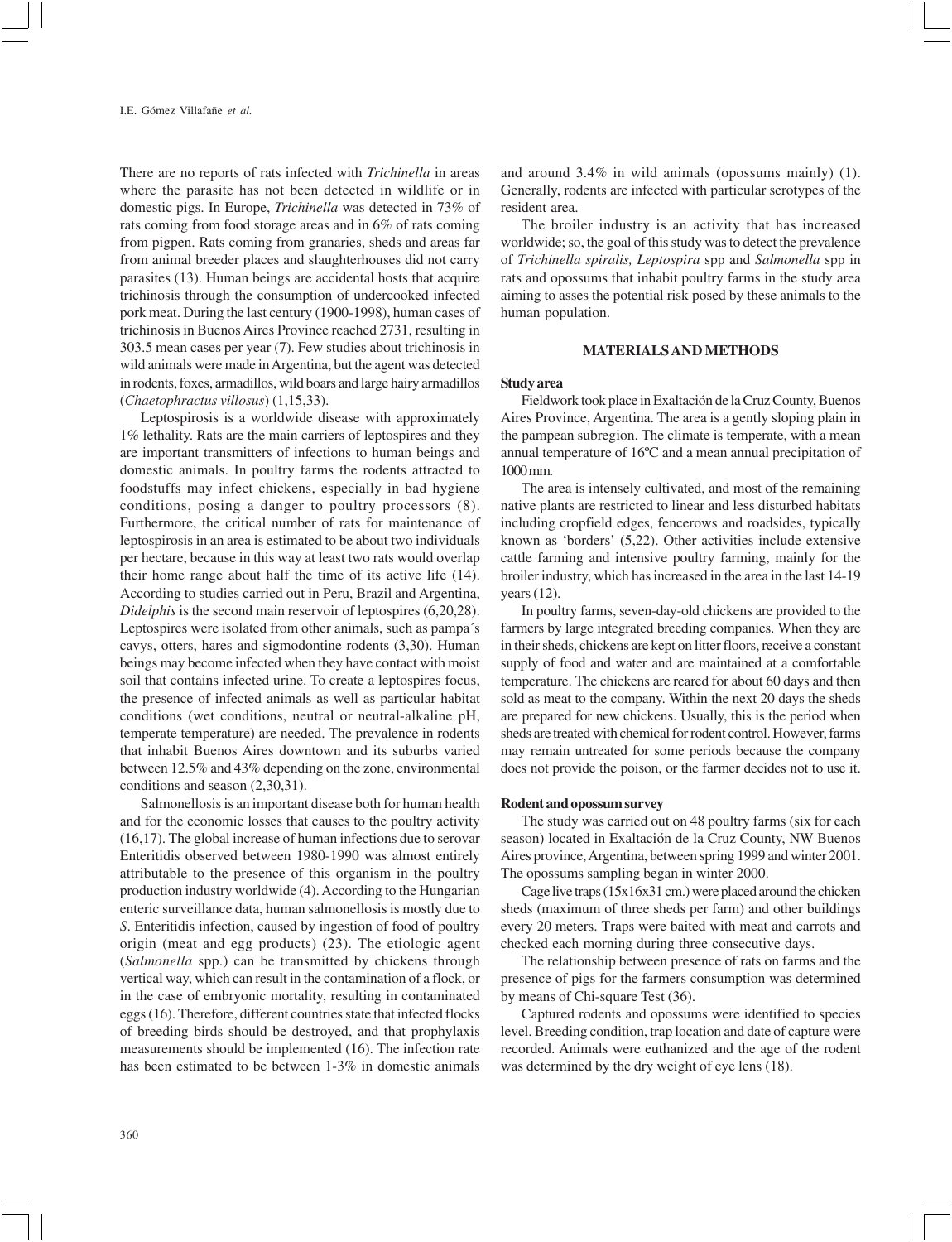There are no reports of rats infected with *Trichinella* in areas where the parasite has not been detected in wildlife or in domestic pigs. In Europe, *Trichinella* was detected in 73% of rats coming from food storage areas and in 6% of rats coming from pigpen. Rats coming from granaries, sheds and areas far from animal breeder places and slaughterhouses did not carry parasites (13). Human beings are accidental hosts that acquire trichinosis through the consumption of undercooked infected pork meat. During the last century (1900-1998), human cases of trichinosis in Buenos Aires Province reached 2731, resulting in 303.5 mean cases per year (7). Few studies about trichinosis in wild animals were made in Argentina, but the agent was detected in rodents, foxes, armadillos, wild boars and large hairy armadillos (*Chaetophractus villosus*) (1,15,33).

Leptospirosis is a worldwide disease with approximately 1% lethality. Rats are the main carriers of leptospires and they are important transmitters of infections to human beings and domestic animals. In poultry farms the rodents attracted to foodstuffs may infect chickens, especially in bad hygiene conditions, posing a danger to poultry processors (8). Furthermore, the critical number of rats for maintenance of leptospirosis in an area is estimated to be about two individuals per hectare, because in this way at least two rats would overlap their home range about half the time of its active life (14). According to studies carried out in Peru, Brazil and Argentina, *Didelphis* is the second main reservoir of leptospires (6,20,28). Leptospires were isolated from other animals, such as pampa´s cavys, otters, hares and sigmodontine rodents (3,30). Human beings may become infected when they have contact with moist soil that contains infected urine. To create a leptospires focus, the presence of infected animals as well as particular habitat conditions (wet conditions, neutral or neutral-alkaline pH, temperate temperature) are needed. The prevalence in rodents that inhabit Buenos Aires downtown and its suburbs varied between 12.5% and 43% depending on the zone, environmental conditions and season (2,30,31).

Salmonellosis is an important disease both for human health and for the economic losses that causes to the poultry activity (16,17). The global increase of human infections due to serovar Enteritidis observed between 1980-1990 was almost entirely attributable to the presence of this organism in the poultry production industry worldwide (4). According to the Hungarian enteric surveillance data, human salmonellosis is mostly due to *S.* Enteritidis infection, caused by ingestion of food of poultry origin (meat and egg products) (23). The etiologic agent (*Salmonella* spp.) can be transmitted by chickens through vertical way, which can result in the contamination of a flock, or in the case of embryonic mortality, resulting in contaminated eggs (16). Therefore, different countries state that infected flocks of breeding birds should be destroyed, and that prophylaxis measurements should be implemented (16). The infection rate has been estimated to be between 1-3% in domestic animals and around 3.4% in wild animals (opossums mainly) (1). Generally, rodents are infected with particular serotypes of the resident area.

The broiler industry is an activity that has increased worldwide; so, the goal of this study was to detect the prevalence of *Trichinella spiralis, Leptospira* spp and *Salmonella* spp in rats and opossums that inhabit poultry farms in the study area aiming to asses the potential risk posed by these animals to the human population.

## MATERIALS AND METHODS

### Study area

Fieldwork took place in Exaltación de la Cruz County, Buenos Aires Province, Argentina. The area is a gently sloping plain in the pampean subregion. The climate is temperate, with a mean annual temperature of 16ºC and a mean annual precipitation of 1000 mm.

The area is intensely cultivated, and most of the remaining native plants are restricted to linear and less disturbed habitats including cropfield edges, fencerows and roadsides, typically known as 'borders' (5,22). Other activities include extensive cattle farming and intensive poultry farming, mainly for the broiler industry, which has increased in the area in the last 14-19 years (12).

In poultry farms, seven-day-old chickens are provided to the farmers by large integrated breeding companies. When they are in their sheds, chickens are kept on litter floors, receive a constant supply of food and water and are maintained at a comfortable temperature. The chickens are reared for about 60 days and then sold as meat to the company. Within the next 20 days the sheds are prepared for new chickens. Usually, this is the period when sheds are treated with chemical for rodent control. However, farms may remain untreated for some periods because the company does not provide the poison, or the farmer decides not to use it.

### Rodent and opossum survey

The study was carried out on 48 poultry farms (six for each season) located in Exaltación de la Cruz County, NW Buenos Aires province, Argentina, between spring 1999 and winter 2001. The opossums sampling began in winter 2000.

Cage live traps (15x16x31 cm.) were placed around the chicken sheds (maximum of three sheds per farm) and other buildings every 20 meters. Traps were baited with meat and carrots and checked each morning during three consecutive days.

The relationship between presence of rats on farms and the presence of pigs for the farmers consumption was determined by means of Chi-square Test (36).

Captured rodents and opossums were identified to species level. Breeding condition, trap location and date of capture were recorded. Animals were euthanized and the age of the rodent was determined by the dry weight of eye lens (18).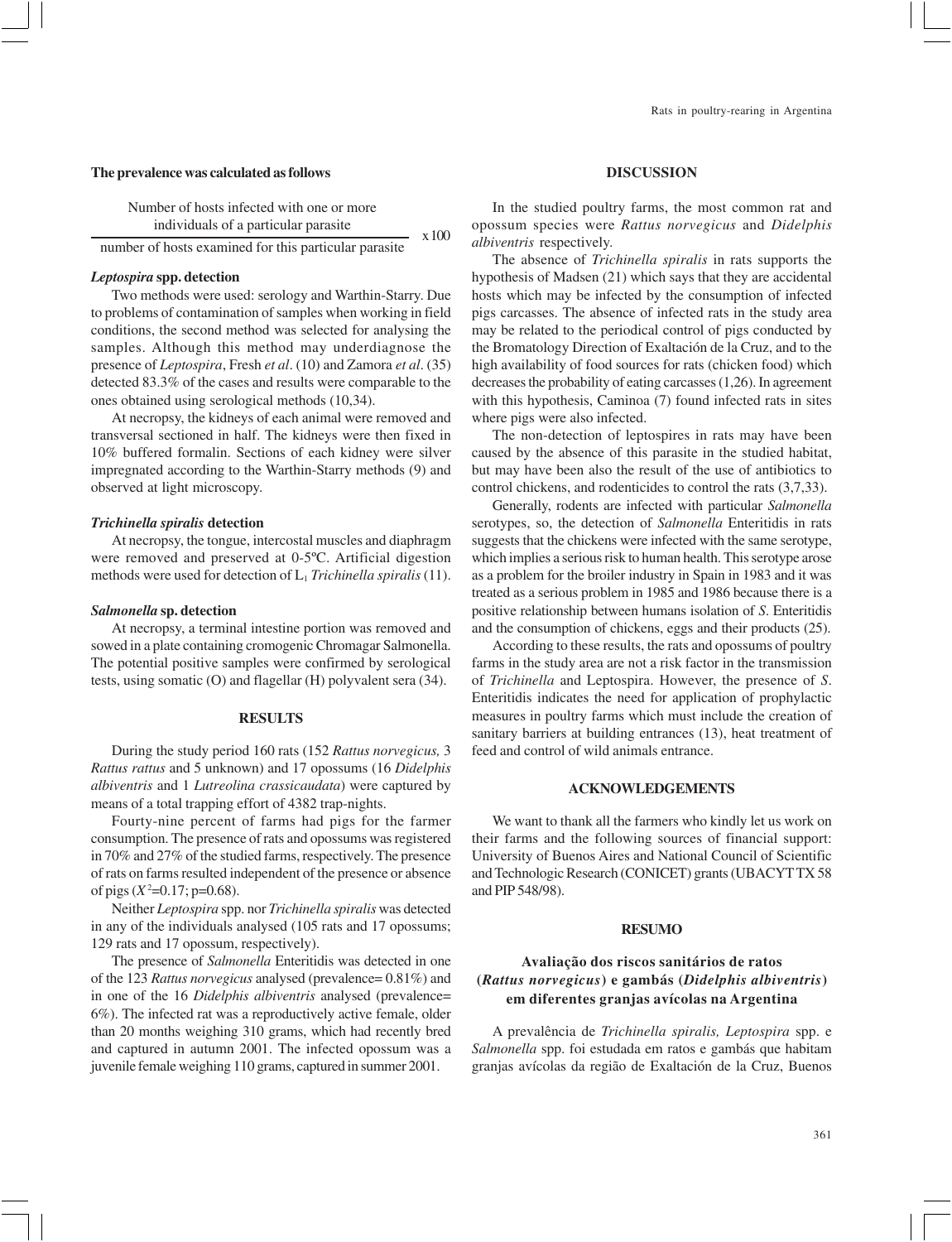**The prevalence was calculated as follows**

$$\frac{\text{Number of hosts infected with one or more individuals of a particular parasite}}{\text{number of hosts examined for this particular parasite}} \times 100$$

***Leptospira* spp. detection**

Two methods were used: serology and Warthin-Starry. Due to problems of contamination of samples when working in field conditions, the second method was selected for analysing the samples. Although this method may underdiagnose the presence of *Leptospira*, Fresh *et al*. (10) and Zamora *et al*. (35) detected 83.3% of the cases and results were comparable to the ones obtained using serological methods (10,34).

At necropsy, the kidneys of each animal were removed and transversal sectioned in half. The kidneys were then fixed in 10% buffered formalin. Sections of each kidney were silver impregnated according to the Warthin-Starry methods (9) and observed at light microscopy.

***Trichinella spiralis* detection**

At necropsy, the tongue, intercostal muscles and diaphragm were removed and preserved at 0-5ºC. Artificial digestion methods were used for detection of $L_1$ *Trichinella spiralis* (11).

***Salmonella* sp. detection**

At necropsy, a terminal intestine portion was removed and sowed in a plate containing cromogenic Chromagar Salmonella. The potential positive samples were confirmed by serological tests, using somatic (O) and flagellar (H) polyvalent sera (34).

## RESULTS

During the study period 160 rats (152 *Rattus norvegicus,* 3 *Rattus rattus* and 5 unknown) and 17 opossums (16 *Didelphis albiventris* and 1 *Lutreolina crassicaudata*) were captured by means of a total trapping effort of 4382 trap-nights.

Fourty-nine percent of farms had pigs for the farmer consumption. The presence of rats and opossums was registered in 70% and 27% of the studied farms, respectively. The presence of rats on farms resulted independent of the presence or absence of pigs ($X^2$=0.17; p=0.68).

Neither *Leptospira* spp. nor *Trichinella spiralis* was detected in any of the individuals analysed (105 rats and 17 opossums; 129 rats and 17 opossum, respectively).

The presence of *Salmonella* Enteritidis was detected in one of the 123 *Rattus norvegicus* analysed (prevalence= 0.81%) and in one of the 16 *Didelphis albiventris* analysed (prevalence= 6%). The infected rat was a reproductively active female, older than 20 months weighing 310 grams, which had recently bred and captured in autumn 2001. The infected opossum was a juvenile female weighing 110 grams, captured in summer 2001.

## DISCUSSION

In the studied poultry farms, the most common rat and opossum species were *Rattus norvegicus* and *Didelphis albiventris* respectively.

The absence of *Trichinella spiralis* in rats supports the hypothesis of Madsen (21) which says that they are accidental hosts which may be infected by the consumption of infected pigs carcasses. The absence of infected rats in the study area may be related to the periodical control of pigs conducted by the Bromatology Direction of Exaltación de la Cruz, and to the high availability of food sources for rats (chicken food) which decreases the probability of eating carcasses (1,26). In agreement with this hypothesis, Caminoa (7) found infected rats in sites where pigs were also infected.

The non-detection of leptospires in rats may have been caused by the absence of this parasite in the studied habitat, but may have been also the result of the use of antibiotics to control chickens, and rodenticides to control the rats (3,7,33).

Generally, rodents are infected with particular *Salmonella* serotypes, so, the detection of *Salmonella* Enteritidis in rats suggests that the chickens were infected with the same serotype, which implies a serious risk to human health. This serotype arose as a problem for the broiler industry in Spain in 1983 and it was treated as a serious problem in 1985 and 1986 because there is a positive relationship between humans isolation of *S.* Enteritidis and the consumption of chickens, eggs and their products (25).

According to these results, the rats and opossums of poultry farms in the study area are not a risk factor in the transmission of *Trichinella* and Leptospira. However, the presence of *S*. Enteritidis indicates the need for application of prophylactic measures in poultry farms which must include the creation of sanitary barriers at building entrances (13), heat treatment of feed and control of wild animals entrance.

## ACKNOWLEDGEMENTS

We want to thank all the farmers who kindly let us work on their farms and the following sources of financial support: University of Buenos Aires and National Council of Scientific and Technologic Research (CONICET) grants (UBACYT TX 58 and PIP 548/98).

## RESUMO

### Avaliação dos riscos sanitários de ratos (*Rattus norvegicus*) e gambás (*Didelphis albiventris*) em diferentes granjas avícolas na Argentina

A prevalência de *Trichinella spiralis, Leptospira* spp. e *Salmonella* spp. foi estudada em ratos e gambás que habitam granjas avícolas da região de Exaltación de la Cruz, Buenos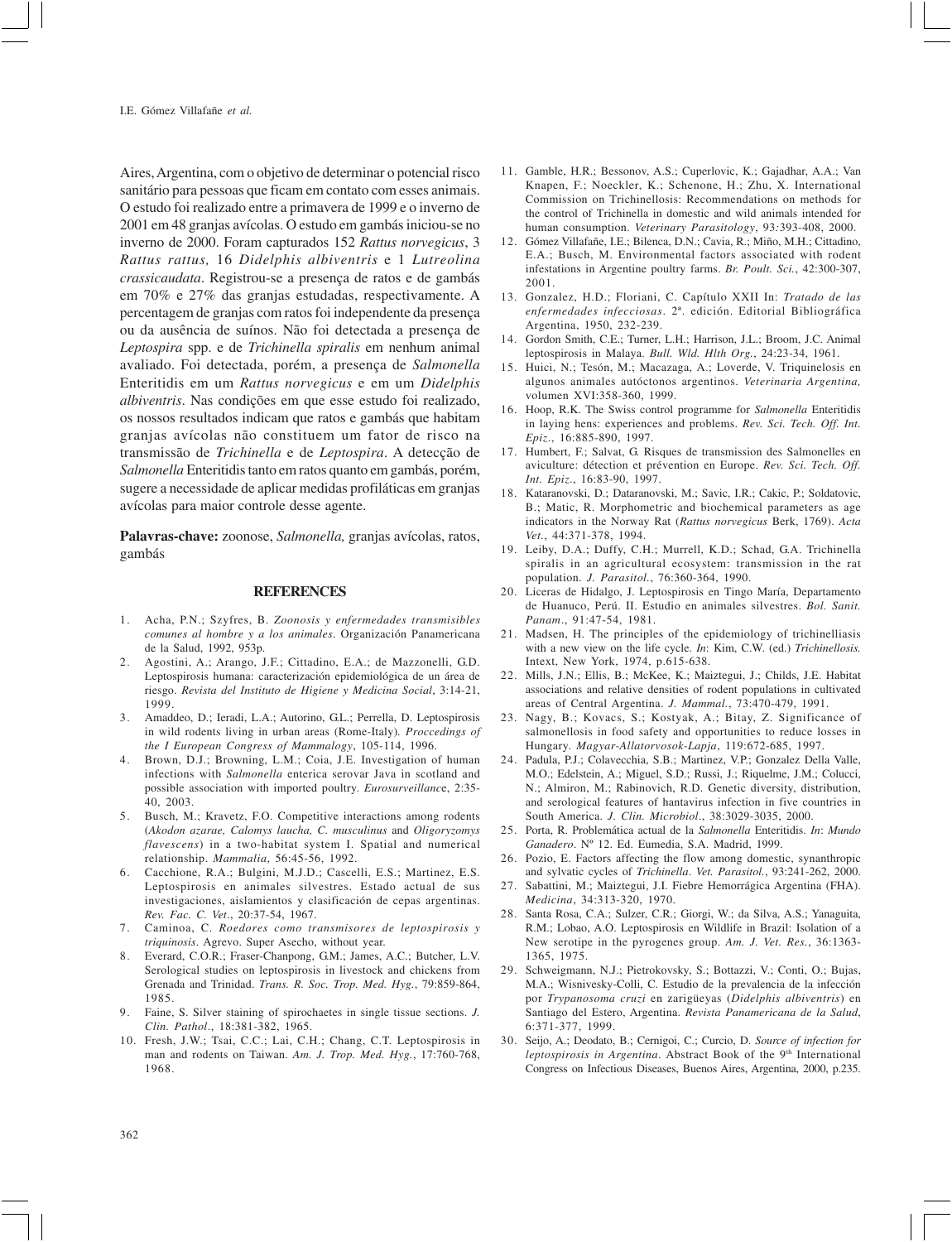Aires, Argentina, com o objetivo de determinar o potencial risco sanitário para pessoas que ficam em contato com esses animais. O estudo foi realizado entre a primavera de 1999 e o inverno de 2001 em 48 granjas avícolas. O estudo em gambás iniciou-se no inverno de 2000. Foram capturados 152 *Rattus norvegicus*, 3 *Rattus rattus,* 16 *Didelphis albiventris* e 1 *Lutreolina crassicaudata*. Registrou-se a presença de ratos e de gambás em 70% e 27% das granjas estudadas, respectivamente. A percentagem de granjas com ratos foi independente da presença ou da ausência de suínos. Não foi detectada a presença de *Leptospira* spp. e de *Trichinella spiralis* em nenhum animal avaliado. Foi detectada, porém, a presença de *Salmonella* Enteritidis em um *Rattus norvegicus* e em um *Didelphis albiventris*. Nas condições em que esse estudo foi realizado, os nossos resultados indicam que ratos e gambás que habitam granjas avícolas não constituem um fator de risco na transmissão de *Trichinella* e de *Leptospira*. A detecção de *Salmonella* Enteritidis tanto em ratos quanto em gambás, porém, sugere a necessidade de aplicar medidas profiláticas em granjas avícolas para maior controle desse agente.

**Palavras-chave:** zoonose, *Salmonella,* granjas avícolas, ratos, gambás

## REFERENCES

1. Acha, P.N.; Szyfres, B. *Zoonosis y enfermedades transmisibles comunes al hombre y a los animales*. Organización Panamericana de la Salud, 1992, 953p.
2. Agostini, A.; Arango, J.F.; Cittadino, E.A.; de Mazzonelli, G.D. Leptospirosis humana: caracterización epidemiológica de un área de riesgo. *Revista del Instituto de Higiene y Medicina Social*, 3:14-21, 1999.
3. Amaddeo, D.; Ieradi, L.A.; Autorino, G.L.; Perrella, D. Leptospirosis in wild rodents living in urban areas (Rome-Italy). *Proccedings of the I European Congress of Mammalogy*, 105-114, 1996.
4. Brown, D.J.; Browning, L.M.; Coia, J.E. Investigation of human infections with *Salmonella* enterica serovar Java in scotland and possible association with imported poultry. *Eurosurveillance*, 2:35-40, 2003.
5. Busch, M.; Kravetz, F.O. Competitive interactions among rodents (*Akodon azarae, Calomys laucha, C. musculinus* and *Oligoryzomys flavescens*) in a two-habitat system I. Spatial and numerical relationship. *Mammalia*, 56:45-56, 1992.
6. Cacchione, R.A.; Bulgini, M.J.D.; Cascelli, E.S.; Martinez, E.S. Leptospirosis en animales silvestres. Estado actual de sus investigaciones, aislamientos y clasificación de cepas argentinas. *Rev. Fac. C. Vet*., 20:37-54, 1967.
7. Caminoa, C. *Roedores como transmisores de leptospirosis y triquinosis*. Agrevo. Super Asecho, without year.
8. Everard, C.O.R.; Fraser-Chanpong, G.M.; James, A.C.; Butcher, L.V. Serological studies on leptospirosis in livestock and chickens from Grenada and Trinidad. *Trans. R. Soc. Trop. Med. Hyg.*, 79:859-864, 1985.
9. Faine, S. Silver staining of spirochaetes in single tissue sections. *J. Clin. Pathol*., 18:381-382, 1965.
10. Fresh, J.W.; Tsai, C.C.; Lai, C.H.; Chang, C.T. Leptospirosis in man and rodents on Taiwan. *Am. J. Trop. Med. Hyg.*, 17:760-768, 1968.
11. Gamble, H.R.; Bessonov, A.S.; Cuperlovic, K.; Gajadhar, A.A.; Van Knapen, F.; Noeckler, K.; Schenone, H.; Zhu, X. International Commission on Trichinellosis: Recommendations on methods for the control of Trichinella in domestic and wild animals intended for human consumption. *Veterinary Parasitology*, 93:393-408, 2000.
12. Gómez Villafañe, I.E.; Bilenca, D.N.; Cavia, R.; Miño, M.H.; Cittadino, E.A.; Busch, M. Environmental factors associated with rodent infestations in Argentine poultry farms. *Br. Poult. Sci.*, 42:300-307, 2001.
13. Gonzalez, H.D.; Floriani, C. Capítulo XXII In: *Tratado de las enfermedades infecciosas*. 2ª. edición. Editorial Bibliográfica Argentina, 1950, 232-239.
14. Gordon Smith, C.E.; Turner, L.H.; Harrison, J.L.; Broom, J.C. Animal leptospirosis in Malaya. *Bull. Wld. Hlth Org.*, 24:23-34, 1961.
15. Huici, N.; Tesón, M.; Macazaga, A.; Loverde, V. Triquinelosis en algunos animales autóctonos argentinos. *Veterinaria Argentina,* volumen XVI:358-360, 1999.
16. Hoop, R.K. The Swiss control programme for *Salmonella* Enteritidis in laying hens: experiences and problems. *Rev. Sci. Tech. Off. Int. Epiz*., 16:885-890, 1997.
17. Humbert, F.; Salvat, G. Risques de transmission des Salmonelles en aviculture: détection et prévention en Europe. *Rev. Sci. Tech. Off. Int. Epiz*., 16:83-90, 1997.
18. Kataranovski, D.; Dataranovski, M.; Savic, I.R.; Cakic, P.; Soldatovic, B.; Matic, R. Morphometric and biochemical parameters as age indicators in the Norway Rat (*Rattus norvegicus* Berk, 1769). *Acta Vet.*, 44:371-378, 1994.
19. Leiby, D.A.; Duffy, C.H.; Murrell, K.D.; Schad, G.A. Trichinella spiralis in an agricultural ecosystem: transmission in the rat population. *J. Parasitol.*, 76:360-364, 1990.
20. Liceras de Hidalgo, J. Leptospirosis en Tingo María, Departamento de Huanuco, Perú. II. Estudio en animales silvestres. *Bol. Sanit. Panam*., 91:47-54, 1981.
21. Madsen, H. The principles of the epidemiology of trichinelliasis with a new view on the life cycle. *In*: Kim, C.W. (ed.) *Trichinellosis.* Intext, New York, 1974, p.615-638.
22. Mills, J.N.; Ellis, B.; McKee, K.; Maiztegui, J.; Childs, J.E. Habitat associations and relative densities of rodent populations in cultivated areas of Central Argentina. *J. Mammal.*, 73:470-479, 1991.
23. Nagy, B.; Kovacs, S.; Kostyak, A.; Bitay, Z. Significance of salmonellosis in food safety and opportunities to reduce losses in Hungary. *Magyar-Allatorvosok-Lapja*, 119:672-685, 1997.
24. Padula, P.J.; Colavecchia, S.B.; Martinez, V.P.; Gonzalez Della Valle, M.O.; Edelstein, A.; Miguel, S.D.; Russi, J.; Riquelme, J.M.; Colucci, N.; Almiron, M.; Rabinovich, R.D. Genetic diversity, distribution, and serological features of hantavirus infection in five countries in South America. *J. Clin. Microbiol*., 38:3029-3035, 2000.
25. Porta, R. Problemática actual de la *Salmonella* Enteritidis. *In*: *Mundo Ganadero*. Nº 12. Ed. Eumedia, S.A. Madrid, 1999.
26. Pozio, E. Factors affecting the flow among domestic, synanthropic and sylvatic cycles of *Trichinella*. *Vet. Parasitol.*, 93:241-262, 2000.
27. Sabattini, M.; Maiztegui, J.I. Fiebre Hemorrágica Argentina (FHA). *Medicina*, 34:313-320, 1970.
28. Santa Rosa, C.A.; Sulzer, C.R.; Giorgi, W.; da Silva, A.S.; Yanaguita, R.M.; Lobao, A.O. Leptospirosis en Wildlife in Brazil: Isolation of a New serotipe in the pyrogenes group. *Am. J. Vet. Res.*, 36:1363-1365, 1975.
29. Schweigmann, N.J.; Pietrokovsky, S.; Bottazzi, V.; Conti, O.; Bujas, M.A.; Wisnivesky-Colli, C. Estudio de la prevalencia de la infección por *Trypanosoma cruzi* en zarigüeyas (*Didelphis albiventris*) en Santiago del Estero, Argentina. *Revista Panamericana de la Salud*, 6:371-377, 1999.
30. Seijo, A.; Deodato, B.; Cernigoi, C.; Curcio, D. *Source of infection for leptospirosis in Argentina*. Abstract Book of the 9th International Congress on Infectious Diseases, Buenos Aires, Argentina, 2000, p.235.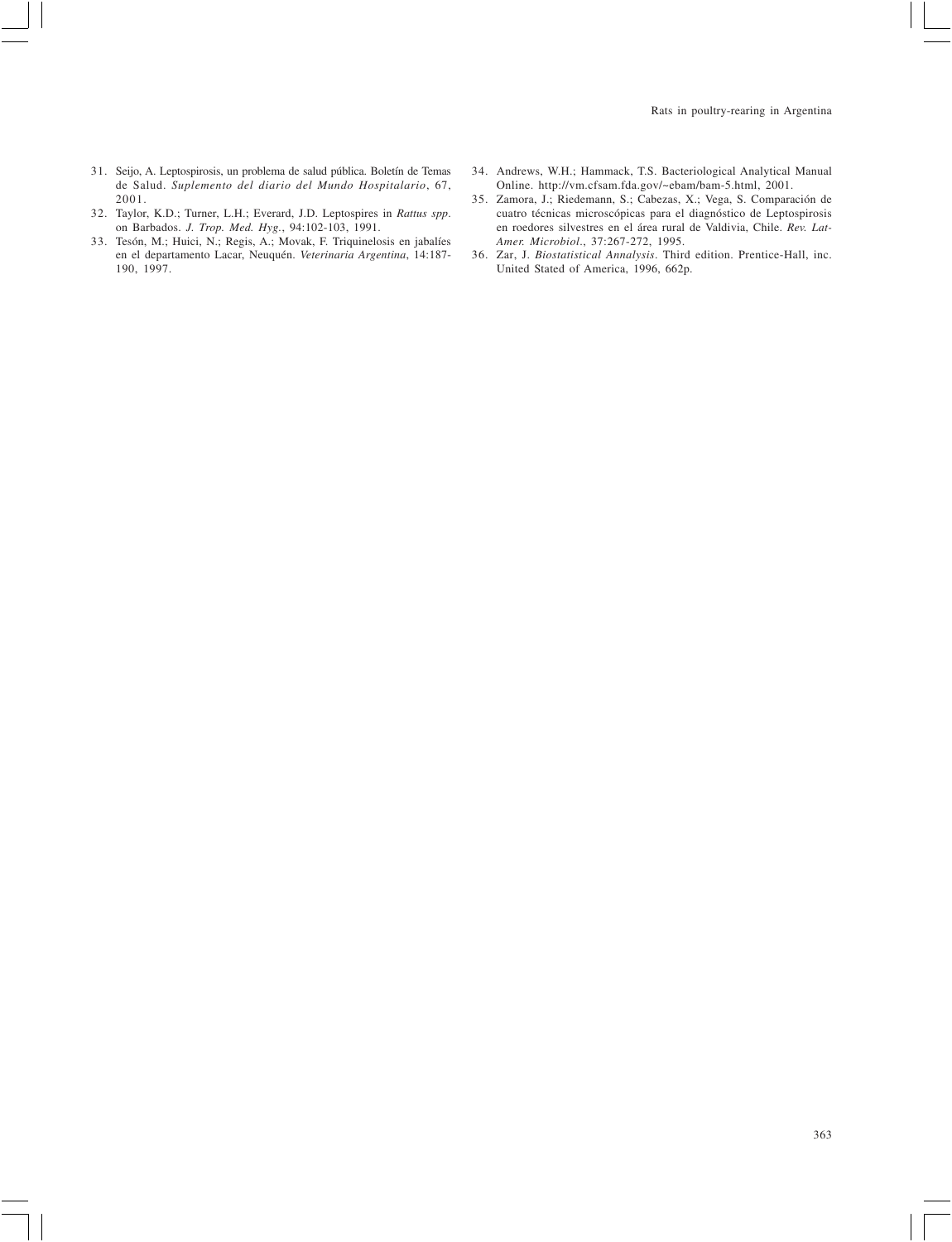31. Seijo, A. Leptospirosis, un problema de salud pública. Boletín de Temas de Salud. *Suplemento del diario del Mundo Hospitalario*, 67, 2001.
32. Taylor, K.D.; Turner, L.H.; Everard, J.D. Leptospires in *Rattus spp*. on Barbados. *J. Trop. Med. Hyg.*, 94:102-103, 1991.
33. Tesón, M.; Huici, N.; Regis, A.; Movak, F. Triquinelosis en jabalíes en el departamento Lacar, Neuquén. *Veterinaria Argentina*, 14:187-190, 1997.
34. Andrews, W.H.; Hammack, T.S. Bacteriological Analytical Manual Online. http://vm.cfsam.fda.gov/~ebam/bam-5.html, 2001.
35. Zamora, J.; Riedemann, S.; Cabezas, X.; Vega, S. Comparación de cuatro técnicas microscópicas para el diagnóstico de Leptospirosis en roedores silvestres en el área rural de Valdivia, Chile. *Rev. Lat-Amer. Microbiol.*, 37:267-272, 1995.
36. Zar, J. *Biostatistical Annalysis*. Third edition. Prentice-Hall, inc. United Stated of America, 1996, 662p.